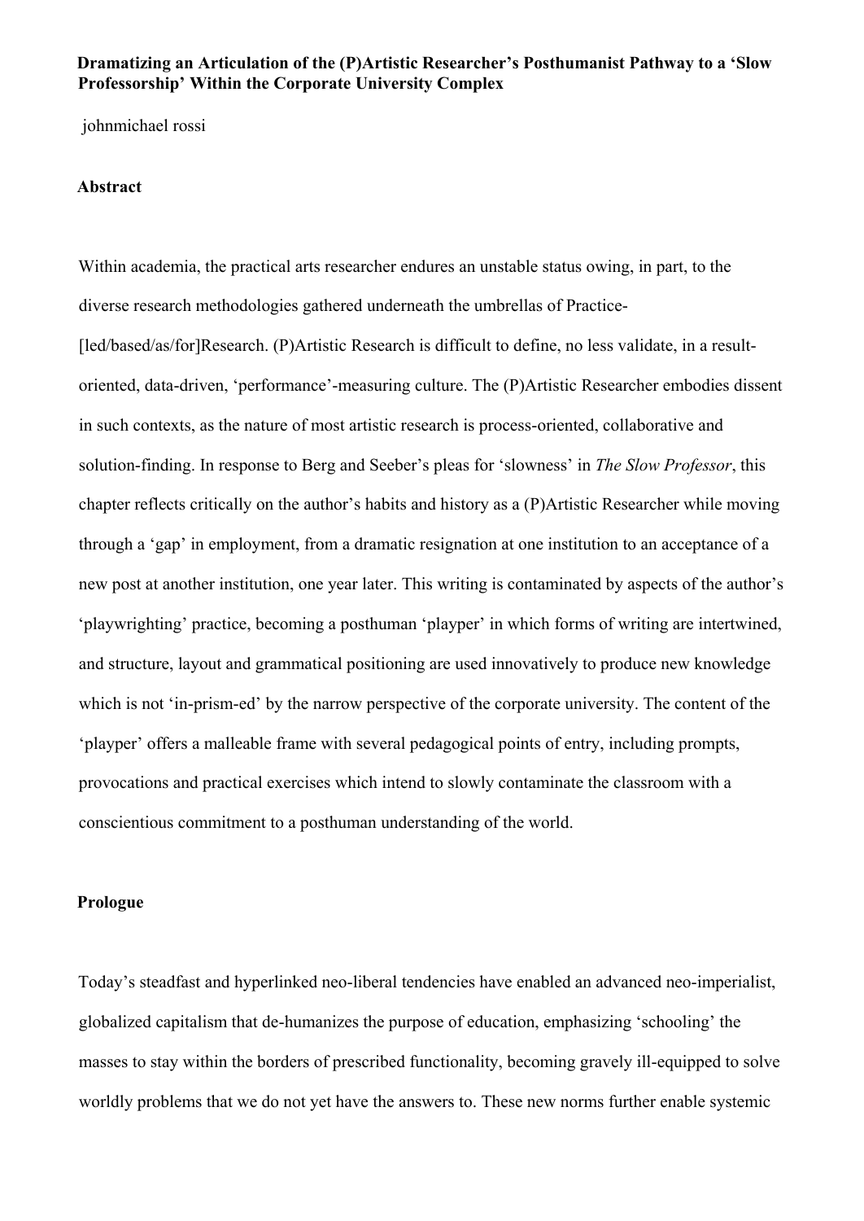# Dramatizing an Articulation of the (P)Artistic Researcher's Posthumanist Pathway to a 'Slow Professorship' Within the Corporate University Complex

johnmichael rossi

## Abstract

Within academia, the practical arts researcher endures an unstable status owing, in part, to the diverse research methodologies gathered underneath the umbrellas of Practice-[led/based/as/for]Research. (P)Artistic Research is difficult to define, no less validate, in a result-oriented, data-driven, 'performance'-measuring culture. The (P)Artistic Researcher embodies dissent in such contexts, as the nature of most artistic research is process-oriented, collaborative and solution-finding. In response to Berg and Seeber's pleas for 'slowness' in *The Slow Professor*, this chapter reflects critically on the author's habits and history as a (P)Artistic Researcher while moving through a 'gap' in employment, from a dramatic resignation at one institution to an acceptance of a new post at another institution, one year later. This writing is contaminated by aspects of the author's 'playwrighting' practice, becoming a posthuman 'playper' in which forms of writing are intertwined, and structure, layout and grammatical positioning are used innovatively to produce new knowledge which is not 'in-prism-ed' by the narrow perspective of the corporate university. The content of the 'playper' offers a malleable frame with several pedagogical points of entry, including prompts, provocations and practical exercises which intend to slowly contaminate the classroom with a conscientious commitment to a posthuman understanding of the world.

## Prologue

Today's steadfast and hyperlinked neo-liberal tendencies have enabled an advanced neo-imperialist, globalized capitalism that de-humanizes the purpose of education, emphasizing 'schooling' the masses to stay within the borders of prescribed functionality, becoming gravely ill-equipped to solve worldly problems that we do not yet have the answers to. These new norms further enable systemic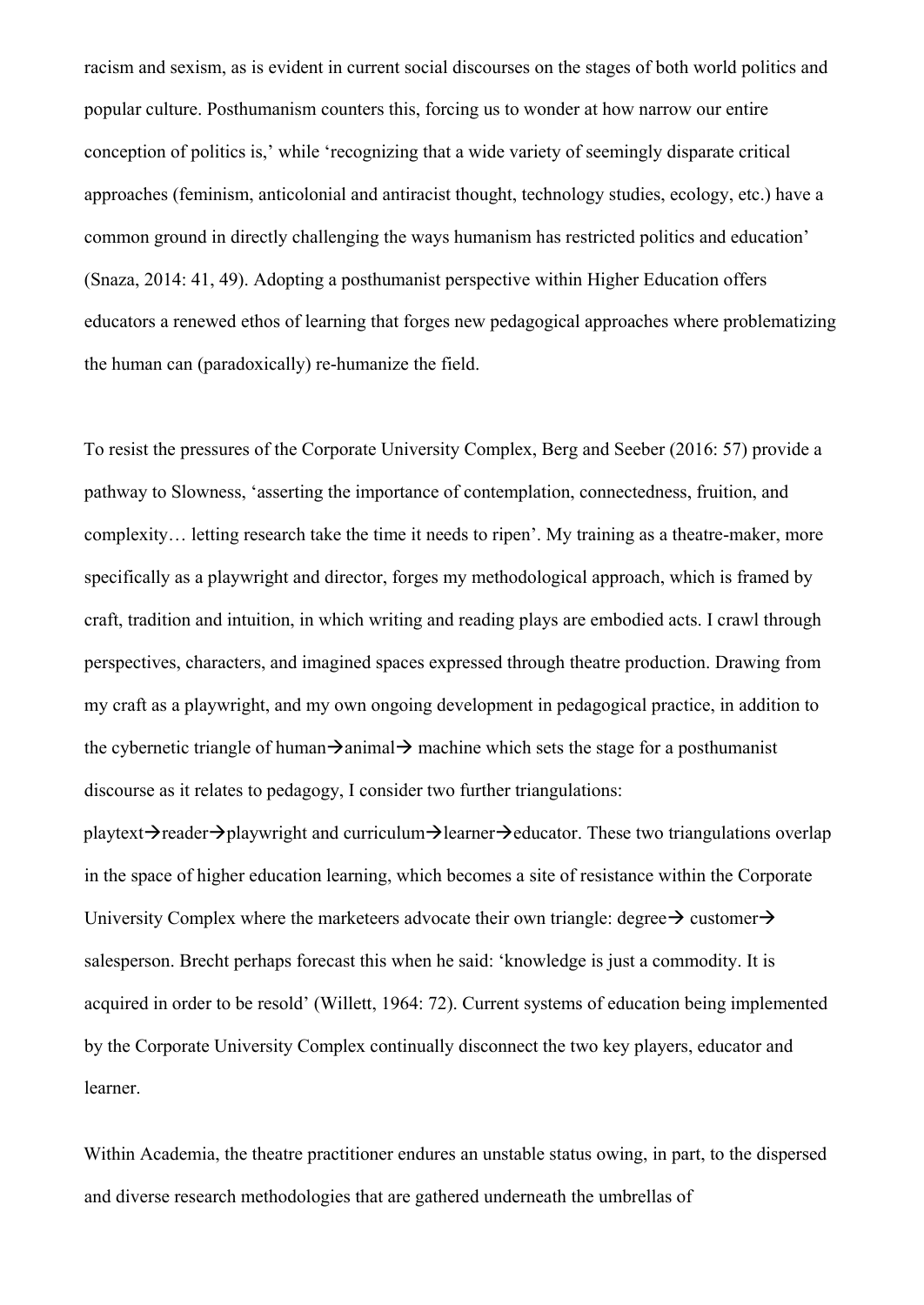racism and sexism, as is evident in current social discourses on the stages of both world politics and popular culture. Posthumanism counters this, forcing us to wonder at how narrow our entire conception of politics is,' while 'recognizing that a wide variety of seemingly disparate critical approaches (feminism, anticolonial and antiracist thought, technology studies, ecology, etc.) have a common ground in directly challenging the ways humanism has restricted politics and education' (Snaza, 2014: 41, 49). Adopting a posthumanist perspective within Higher Education offers educators a renewed ethos of learning that forges new pedagogical approaches where problematizing the human can (paradoxically) re-humanize the field.

To resist the pressures of the Corporate University Complex, Berg and Seeber (2016: 57) provide a pathway to Slowness, 'asserting the importance of contemplation, connectedness, fruition, and complexity… letting research take the time it needs to ripen'. My training as a theatre-maker, more specifically as a playwright and director, forges my methodological approach, which is framed by craft, tradition and intuition, in which writing and reading plays are embodied acts. I crawl through perspectives, characters, and imagined spaces expressed through theatre production. Drawing from my craft as a playwright, and my own ongoing development in pedagogical practice, in addition to the cybernetic triangle of human→animal→ machine which sets the stage for a posthumanist discourse as it relates to pedagogy, I consider two further triangulations: playtext→reader→playwright and curriculum→learner→educator. These two triangulations overlap in the space of higher education learning, which becomes a site of resistance within the Corporate University Complex where the marketeers advocate their own triangle: degree→ customer→ salesperson. Brecht perhaps forecast this when he said: 'knowledge is just a commodity. It is acquired in order to be resold' (Willett, 1964: 72). Current systems of education being implemented by the Corporate University Complex continually disconnect the two key players, educator and learner.

Within Academia, the theatre practitioner endures an unstable status owing, in part, to the dispersed and diverse research methodologies that are gathered underneath the umbrellas of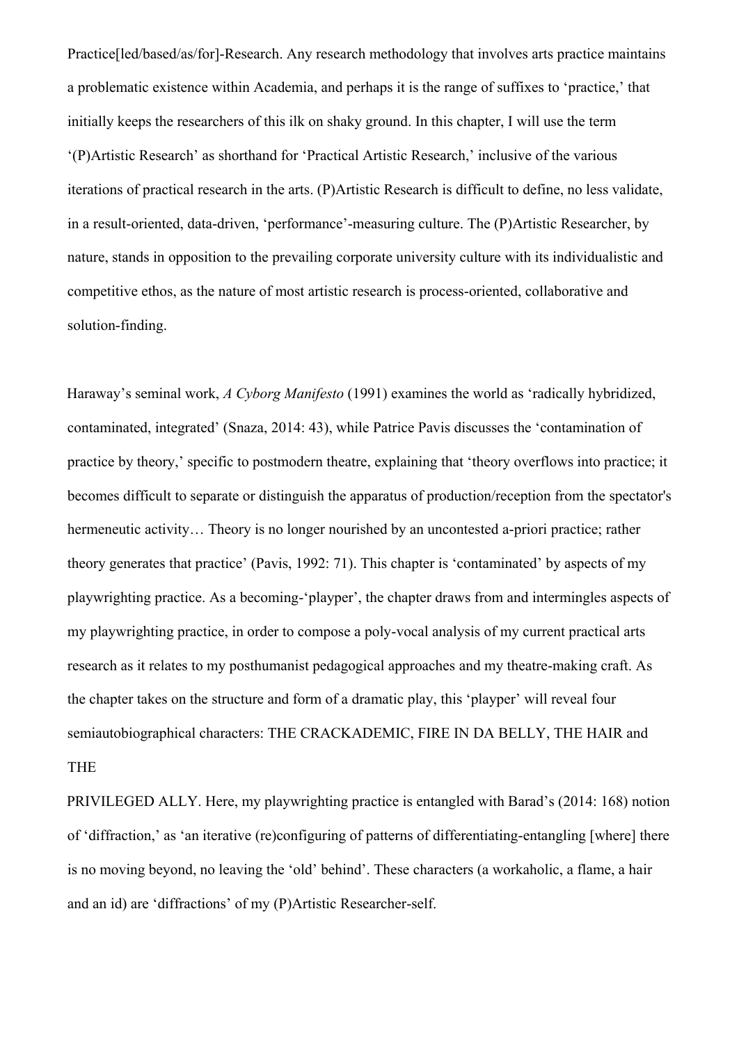Practice[led/based/as/for]-Research. Any research methodology that involves arts practice maintains a problematic existence within Academia, and perhaps it is the range of suffixes to 'practice,' that initially keeps the researchers of this ilk on shaky ground. In this chapter, I will use the term '(P)Artistic Research' as shorthand for 'Practical Artistic Research,' inclusive of the various iterations of practical research in the arts. (P)Artistic Research is difficult to define, no less validate, in a result-oriented, data-driven, 'performance'-measuring culture. The (P)Artistic Researcher, by nature, stands in opposition to the prevailing corporate university culture with its individualistic and competitive ethos, as the nature of most artistic research is process-oriented, collaborative and solution-finding.

Haraway's seminal work, *A Cyborg Manifesto* (1991) examines the world as 'radically hybridized, contaminated, integrated' (Snaza, 2014: 43), while Patrice Pavis discusses the 'contamination of practice by theory,' specific to postmodern theatre, explaining that 'theory overflows into practice; it becomes difficult to separate or distinguish the apparatus of production/reception from the spectator's hermeneutic activity… Theory is no longer nourished by an uncontested a-priori practice; rather theory generates that practice' (Pavis, 1992: 71). This chapter is 'contaminated' by aspects of my playwrighting practice. As a becoming-'playper', the chapter draws from and intermingles aspects of my playwrighting practice, in order to compose a poly-vocal analysis of my current practical arts research as it relates to my posthumanist pedagogical approaches and my theatre-making craft. As the chapter takes on the structure and form of a dramatic play, this 'playper' will reveal four semiautobiographical characters: THE CRACKADEMIC, FIRE IN DA BELLY, THE HAIR and THE PRIVILEGED ALLY. Here, my playwrighting practice is entangled with Barad's (2014: 168) notion of 'diffraction,' as 'an iterative (re)configuring of patterns of differentiating-entangling [where] there is no moving beyond, no leaving the 'old' behind'. These characters (a workaholic, a flame, a hair and an id) are 'diffractions' of my (P)Artistic Researcher-self.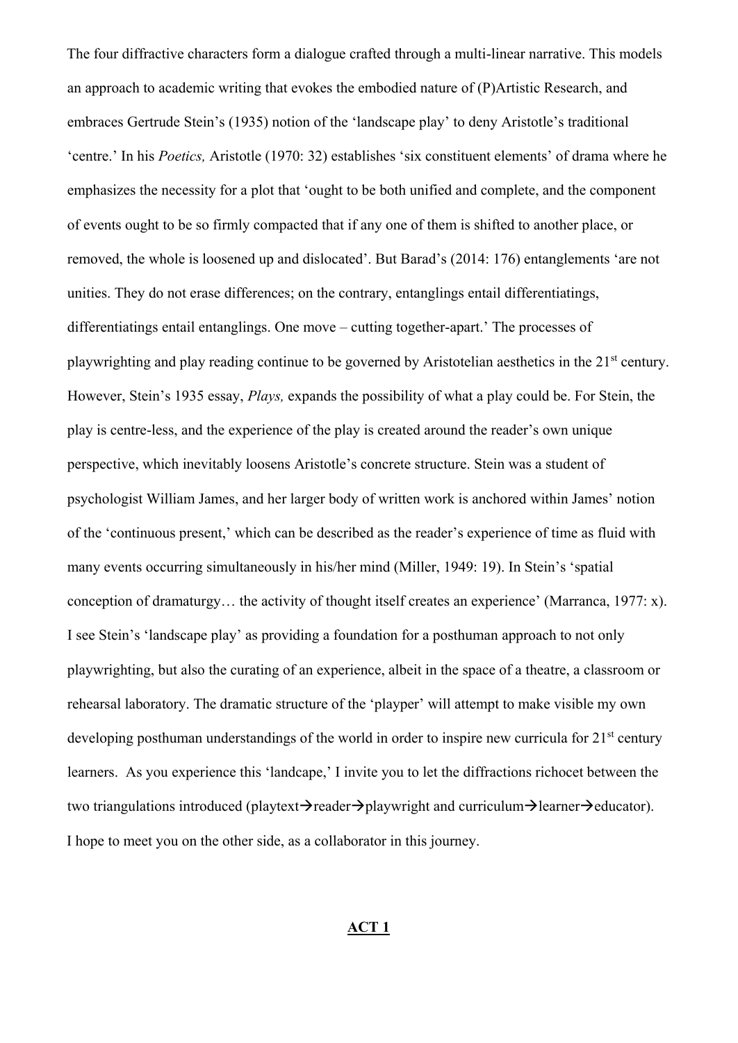The four diffractive characters form a dialogue crafted through a multi-linear narrative. This models an approach to academic writing that evokes the embodied nature of (P)Artistic Research, and embraces Gertrude Stein's (1935) notion of the 'landscape play' to deny Aristotle's traditional 'centre.' In his *Poetics,* Aristotle (1970: 32) establishes 'six constituent elements' of drama where he emphasizes the necessity for a plot that 'ought to be both unified and complete, and the component of events ought to be so firmly compacted that if any one of them is shifted to another place, or removed, the whole is loosened up and dislocated'. But Barad's (2014: 176) entanglements 'are not unities. They do not erase differences; on the contrary, entanglings entail differentiatings, differentiatings entail entanglings. One move – cutting together-apart.' The processes of playwrighting and play reading continue to be governed by Aristotelian aesthetics in the 21st century. However, Stein's 1935 essay, *Plays,* expands the possibility of what a play could be. For Stein, the play is centre-less, and the experience of the play is created around the reader's own unique perspective, which inevitably loosens Aristotle's concrete structure. Stein was a student of psychologist William James, and her larger body of written work is anchored within James' notion of the 'continuous present,' which can be described as the reader's experience of time as fluid with many events occurring simultaneously in his/her mind (Miller, 1949: 19). In Stein's 'spatial conception of dramaturgy… the activity of thought itself creates an experience' (Marranca, 1977: x). I see Stein's 'landscape play' as providing a foundation for a posthuman approach to not only playwrighting, but also the curating of an experience, albeit in the space of a theatre, a classroom or rehearsal laboratory. The dramatic structure of the 'playper' will attempt to make visible my own developing posthuman understandings of the world in order to inspire new curricula for 21st century learners. As you experience this 'landcape,' I invite you to let the diffractions richocet between the two triangulations introduced (playtext→reader→playwright and curriculum→learner→educator). I hope to meet you on the other side, as a collaborator in this journey.

## **ACT 1**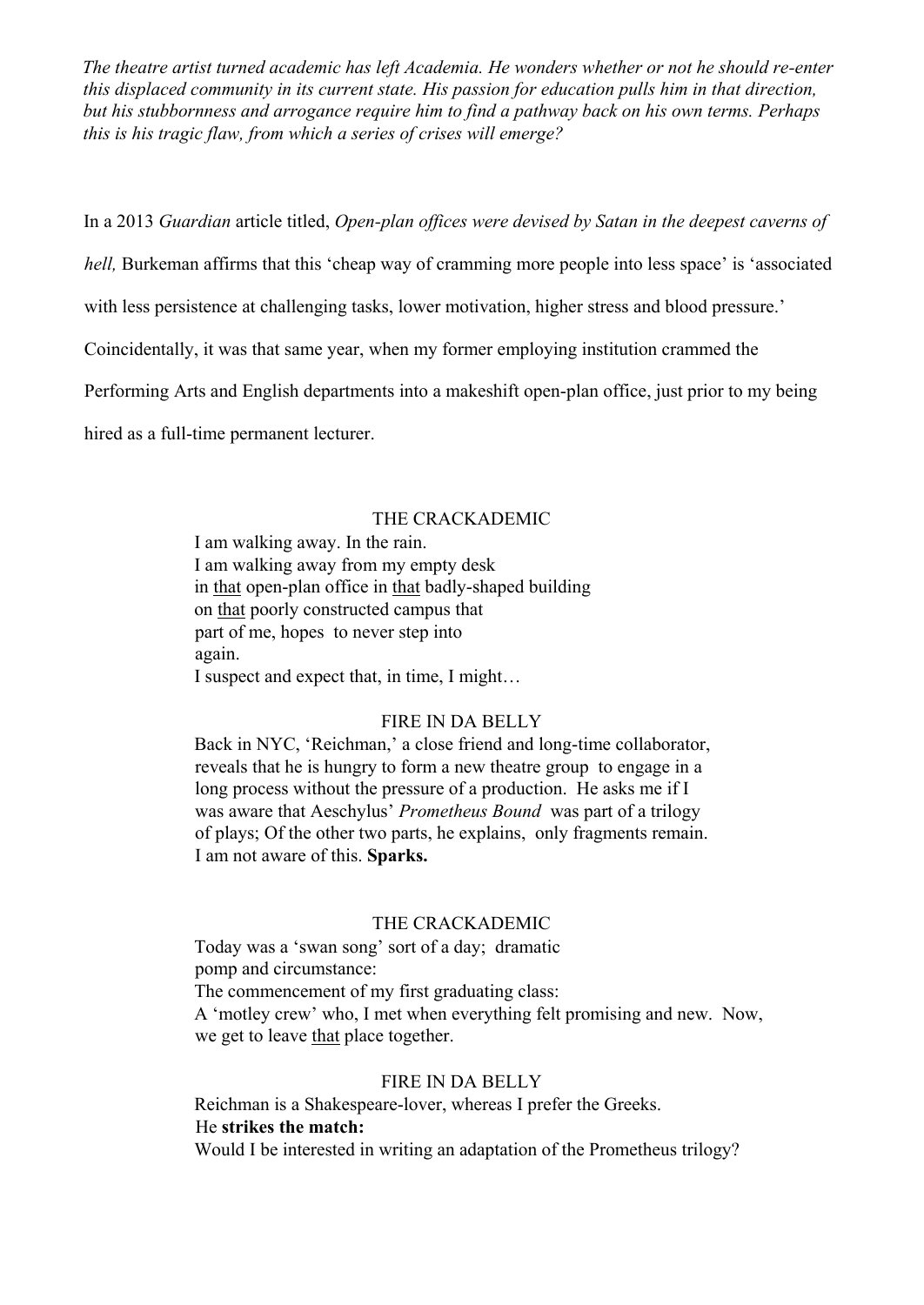*The theatre artist turned academic has left Academia. He wonders whether or not he should re-enter this displaced community in its current state. His passion for education pulls him in that direction, but his stubbornness and arrogance require him to find a pathway back on his own terms. Perhaps this is his tragic flaw, from which a series of crises will emerge?*

In a 2013 *Guardian* article titled, *Open-plan offices were devised by Satan in the deepest caverns of hell,* Burkeman affirms that this 'cheap way of cramming more people into less space' is 'associated with less persistence at challenging tasks, lower motivation, higher stress and blood pressure.' Coincidentally, it was that same year, when my former employing institution crammed the Performing Arts and English departments into a makeshift open-plan office, just prior to my being hired as a full-time permanent lecturer.

THE CRACKADEMIC

I am walking away. In the rain.  
I am walking away from my empty desk  
in <u>that</u> open-plan office in <u>that</u> badly-shaped building  
on <u>that</u> poorly constructed campus that  
part of me, hopes to never step into  
again.  
I suspect and expect that, in time, I might…

FIRE IN DA BELLY

Back in NYC, 'Reichman,' a close friend and long-time collaborator, reveals that he is hungry to form a new theatre group to engage in a long process without the pressure of a production. He asks me if I was aware that Aeschylus' *Prometheus Bound* was part of a trilogy of plays; Of the other two parts, he explains, only fragments remain. I am not aware of this. **Sparks.**

THE CRACKADEMIC

Today was a 'swan song' sort of a day; dramatic  
pomp and circumstance:  
The commencement of my first graduating class:  
A 'motley crew' who, I met when everything felt promising and new. Now,  
we get to leave <u>that</u> place together.

FIRE IN DA BELLY

Reichman is a Shakespeare-lover, whereas I prefer the Greeks.  
He **strikes the match:**  
Would I be interested in writing an adaptation of the Prometheus trilogy?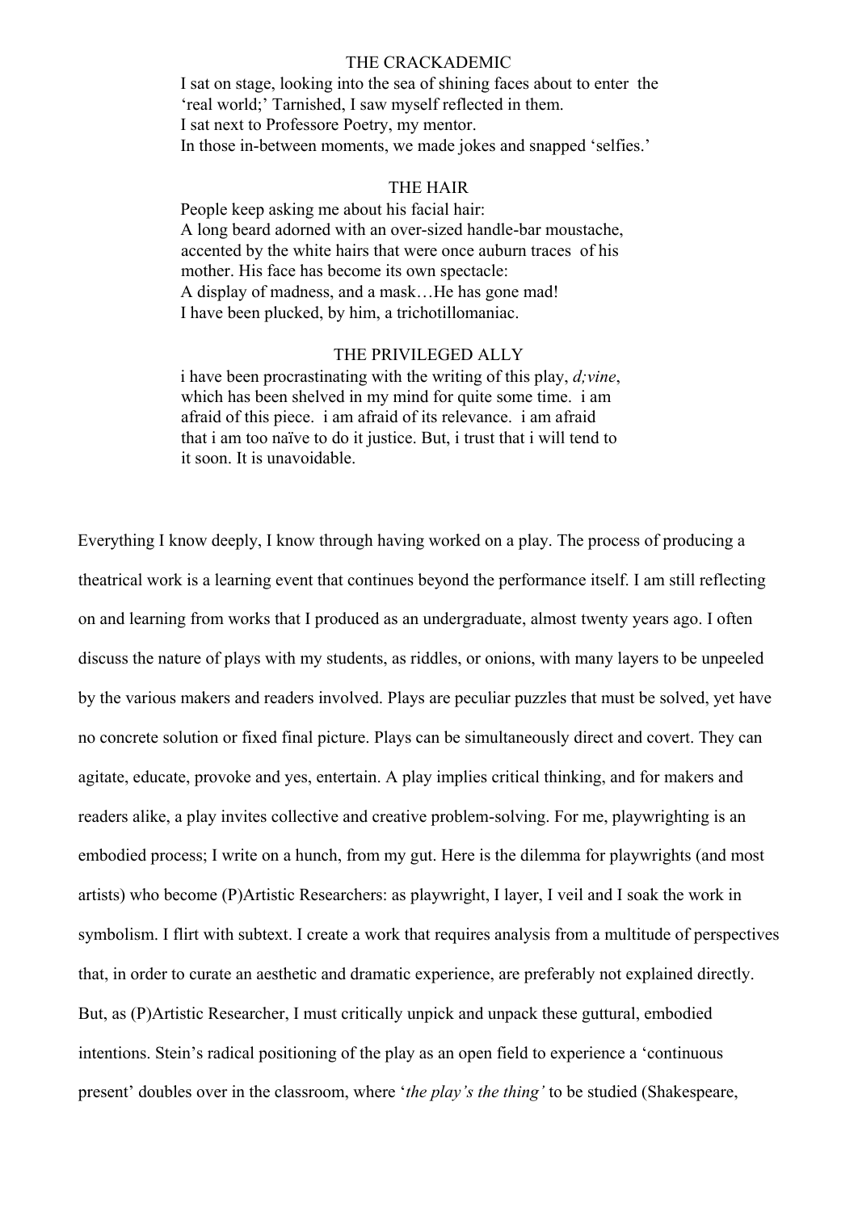THE CRACKADEMIC

I sat on stage, looking into the sea of shining faces about to enter the 'real world;' Tarnished, I saw myself reflected in them.
I sat next to Professore Poetry, my mentor.
In those in-between moments, we made jokes and snapped 'selfies.'

THE HAIR

People keep asking me about his facial hair:
A long beard adorned with an over-sized handle-bar moustache, accented by the white hairs that were once auburn traces of his mother. His face has become its own spectacle:
A display of madness, and a mask…He has gone mad!
I have been plucked, by him, a trichotillomaniac.

THE PRIVILEGED ALLY

i have been procrastinating with the writing of this play, *d;vine*, which has been shelved in my mind for quite some time. i am afraid of this piece. i am afraid of its relevance. i am afraid that i am too naïve to do it justice. But, i trust that i will tend to it soon. It is unavoidable.

Everything I know deeply, I know through having worked on a play. The process of producing a theatrical work is a learning event that continues beyond the performance itself. I am still reflecting on and learning from works that I produced as an undergraduate, almost twenty years ago. I often discuss the nature of plays with my students, as riddles, or onions, with many layers to be unpeeled by the various makers and readers involved. Plays are peculiar puzzles that must be solved, yet have no concrete solution or fixed final picture. Plays can be simultaneously direct and covert. They can agitate, educate, provoke and yes, entertain. A play implies critical thinking, and for makers and readers alike, a play invites collective and creative problem-solving. For me, playwrighting is an embodied process; I write on a hunch, from my gut. Here is the dilemma for playwrights (and most artists) who become (P)Artistic Researchers: as playwright, I layer, I veil and I soak the work in symbolism. I flirt with subtext. I create a work that requires analysis from a multitude of perspectives that, in order to curate an aesthetic and dramatic experience, are preferably not explained directly. But, as (P)Artistic Researcher, I must critically unpick and unpack these guttural, embodied intentions. Stein's radical positioning of the play as an open field to experience a 'continuous present' doubles over in the classroom, where '*the play's the thing'* to be studied (Shakespeare,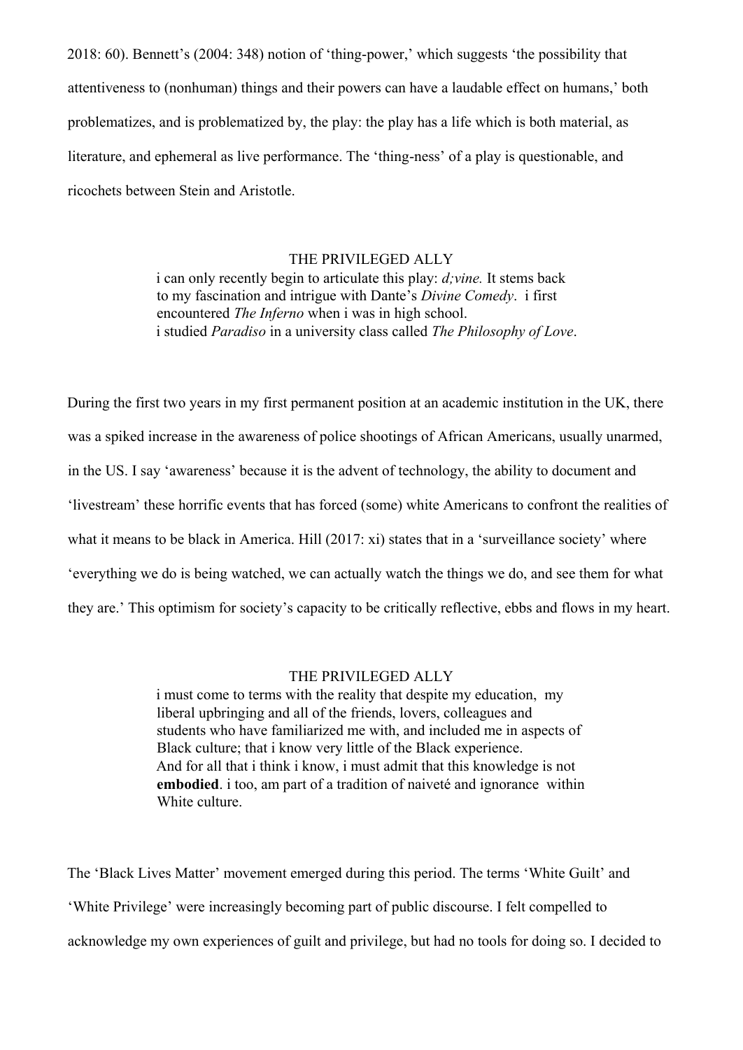2018: 60). Bennett's (2004: 348) notion of 'thing-power,' which suggests 'the possibility that attentiveness to (nonhuman) things and their powers can have a laudable effect on humans,' both problematizes, and is problematized by, the play: the play has a life which is both material, as literature, and ephemeral as live performance. The 'thing-ness' of a play is questionable, and ricochets between Stein and Aristotle.

THE PRIVILEGED ALLY

> i can only recently begin to articulate this play: *d;vine.* It stems back to my fascination and intrigue with Dante's *Divine Comedy*. i first encountered *The Inferno* when i was in high school.
> i studied *Paradiso* in a university class called *The Philosophy of Love*.

During the first two years in my first permanent position at an academic institution in the UK, there was a spiked increase in the awareness of police shootings of African Americans, usually unarmed, in the US. I say 'awareness' because it is the advent of technology, the ability to document and 'livestream' these horrific events that has forced (some) white Americans to confront the realities of what it means to be black in America. Hill (2017: xi) states that in a 'surveillance society' where 'everything we do is being watched, we can actually watch the things we do, and see them for what they are.' This optimism for society's capacity to be critically reflective, ebbs and flows in my heart.

THE PRIVILEGED ALLY

> i must come to terms with the reality that despite my education, my liberal upbringing and all of the friends, lovers, colleagues and students who have familiarized me with, and included me in aspects of Black culture; that i know very little of the Black experience.
> And for all that i think i know, i must admit that this knowledge is not **embodied**. i too, am part of a tradition of naiveté and ignorance within White culture.

The 'Black Lives Matter' movement emerged during this period. The terms 'White Guilt' and 'White Privilege' were increasingly becoming part of public discourse. I felt compelled to acknowledge my own experiences of guilt and privilege, but had no tools for doing so. I decided to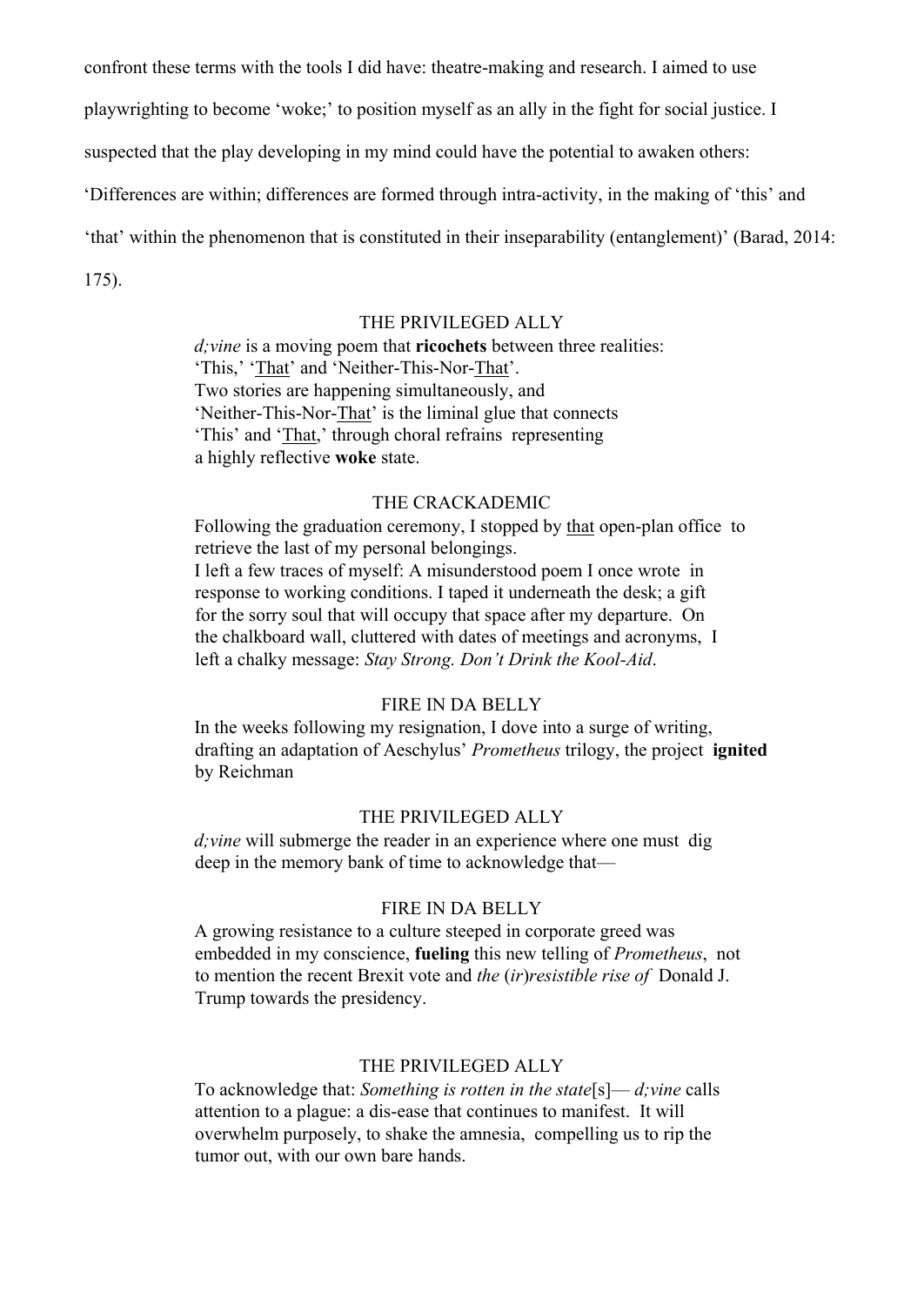confront these terms with the tools I did have: theatre-making and research. I aimed to use playwrighting to become 'woke;' to position myself as an ally in the fight for social justice. I suspected that the play developing in my mind could have the potential to awaken others: 'Differences are within; differences are formed through intra-activity, in the making of 'this' and 'that' within the phenomenon that is constituted in their inseparability (entanglement)' (Barad, 2014: 175).

THE PRIVILEGED ALLY

*d;vine* is a moving poem that **ricochets** between three realities:
'This,' '<u>That</u>' and 'Neither-This-Nor-<u>That</u>'.
Two stories are happening simultaneously, and
'Neither-This-Nor-<u>That</u>' is the liminal glue that connects
'This' and '<u>That</u>,' through choral refrains representing
a highly reflective **woke** state.

THE CRACKADEMIC

Following the graduation ceremony, I stopped by <u>that</u> open-plan office to retrieve the last of my personal belongings.
I left a few traces of myself: A misunderstood poem I once wrote in response to working conditions. I taped it underneath the desk; a gift for the sorry soul that will occupy that space after my departure. On the chalkboard wall, cluttered with dates of meetings and acronyms, I left a chalky message: *Stay Strong. Don't Drink the Kool-Aid*.

FIRE IN DA BELLY

In the weeks following my resignation, I dove into a surge of writing, drafting an adaptation of Aeschylus' *Prometheus* trilogy, the project **ignited** by Reichman

THE PRIVILEGED ALLY

*d;vine* will submerge the reader in an experience where one must dig deep in the memory bank of time to acknowledge that—

FIRE IN DA BELLY

A growing resistance to a culture steeped in corporate greed was embedded in my conscience, **fueling** this new telling of *Prometheus*, not to mention the recent Brexit vote and *the* (*ir*)*resistible rise of* Donald J. Trump towards the presidency.

THE PRIVILEGED ALLY

To acknowledge that: *Something is rotten in the state*[s]— *d;vine* calls attention to a plague: a dis-ease that continues to manifest. It will overwhelm purposely, to shake the amnesia, compelling us to rip the tumor out, with our own bare hands.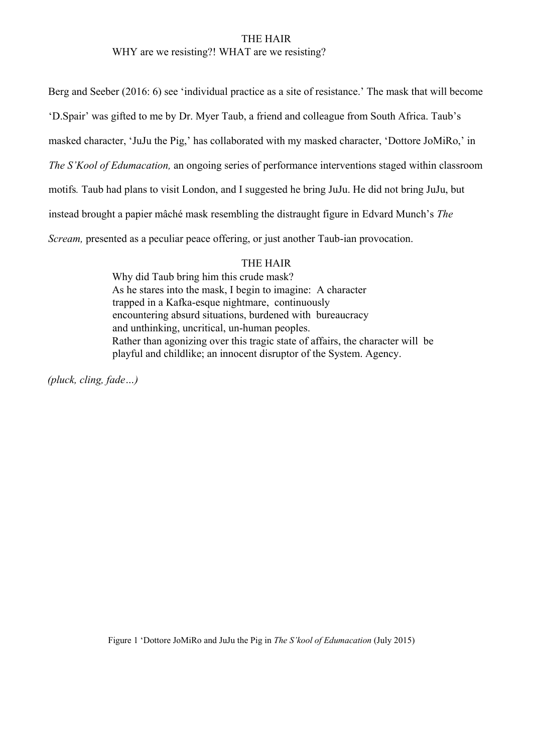THE HAIR

WHY are we resisting?! WHAT are we resisting?

Berg and Seeber (2016: 6) see 'individual practice as a site of resistance.' The mask that will become 'D.Spair' was gifted to me by Dr. Myer Taub, a friend and colleague from South Africa. Taub's masked character, 'JuJu the Pig,' has collaborated with my masked character, 'Dottore JoMiRo,' in *The S'Kool of Edumacation,* an ongoing series of performance interventions staged within classroom motifs*.* Taub had plans to visit London, and I suggested he bring JuJu. He did not bring JuJu, but instead brought a papier mâché mask resembling the distraught figure in Edvard Munch's *The Scream,* presented as a peculiar peace offering, or just another Taub-ian provocation.

THE HAIR

Why did Taub bring him this crude mask?
As he stares into the mask, I begin to imagine: A character trapped in a Kafka-esque nightmare, continuously encountering absurd situations, burdened with bureaucracy and unthinking, uncritical, un-human peoples.
Rather than agonizing over this tragic state of affairs, the character will be playful and childlike; an innocent disruptor of the System. Agency.

*(pluck, cling, fade…)*

Figure 1 'Dottore JoMiRo and JuJu the Pig in *The S'kool of Edumacation* (July 2015)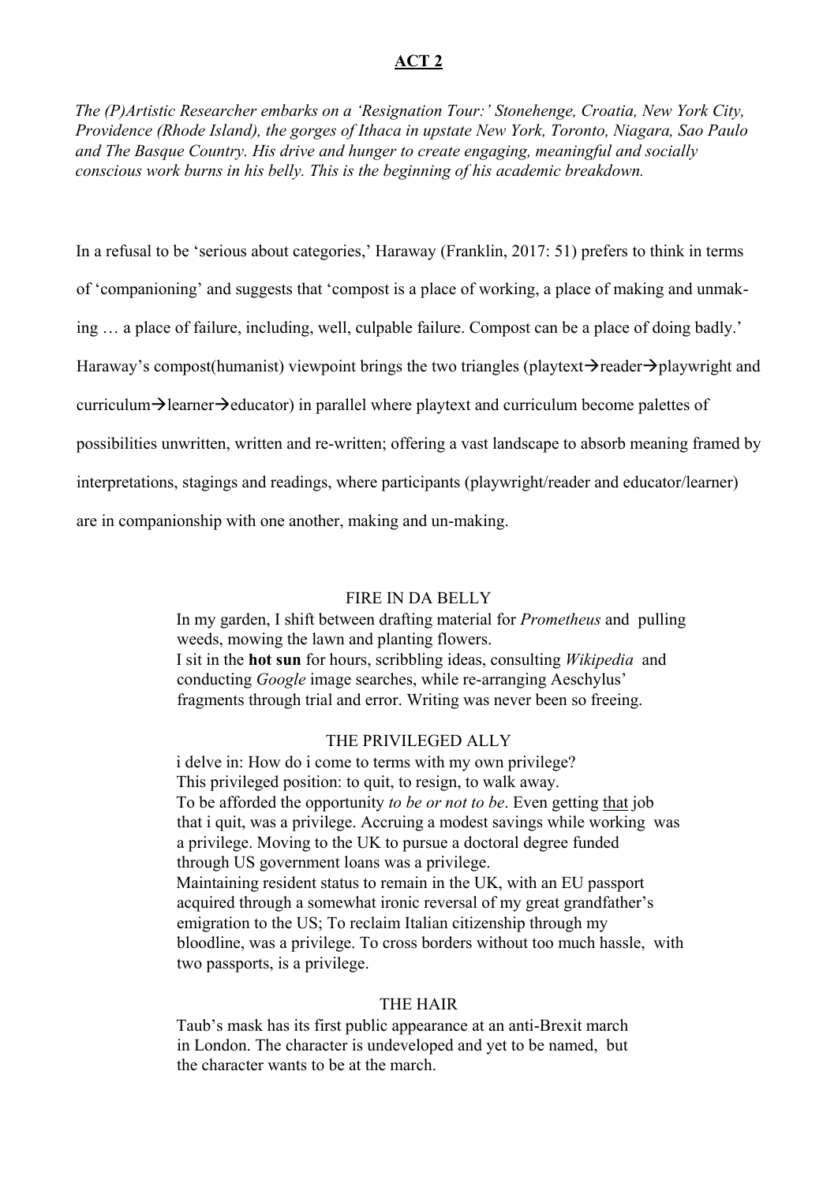## ACT 2

*The (P)Artistic Researcher embarks on a 'Resignation Tour:' Stonehenge, Croatia, New York City, Providence (Rhode Island), the gorges of Ithaca in upstate New York, Toronto, Niagara, Sao Paulo and The Basque Country. His drive and hunger to create engaging, meaningful and socially conscious work burns in his belly. This is the beginning of his academic breakdown.*

In a refusal to be 'serious about categories,' Haraway (Franklin, 2017: 51) prefers to think in terms of 'companioning' and suggests that 'compost is a place of working, a place of making and unmaking … a place of failure, including, well, culpable failure. Compost can be a place of doing badly.' Haraway's compost(humanist) viewpoint brings the two triangles (playtext→reader→playwright and curriculum→learner→educator) in parallel where playtext and curriculum become palettes of possibilities unwritten, written and re-written; offering a vast landscape to absorb meaning framed by interpretations, stagings and readings, where participants (playwright/reader and educator/learner) are in companionship with one another, making and un-making.

FIRE IN DA BELLY

In my garden, I shift between drafting material for *Prometheus* and pulling weeds, mowing the lawn and planting flowers.
I sit in the **hot sun** for hours, scribbling ideas, consulting *Wikipedia* and conducting *Google* image searches, while re-arranging Aeschylus' fragments through trial and error. Writing was never been so freeing.

THE PRIVILEGED ALLY

i delve in: How do i come to terms with my own privilege?
This privileged position: to quit, to resign, to walk away.
To be afforded the opportunity *to be or not to be*. Even getting <u>that</u> job that i quit, was a privilege. Accruing a modest savings while working was a privilege. Moving to the UK to pursue a doctoral degree funded through US government loans was a privilege.
Maintaining resident status to remain in the UK, with an EU passport acquired through a somewhat ironic reversal of my great grandfather's emigration to the US; To reclaim Italian citizenship through my bloodline, was a privilege. To cross borders without too much hassle, with two passports, is a privilege.

THE HAIR

Taub's mask has its first public appearance at an anti-Brexit march in London. The character is undeveloped and yet to be named, but the character wants to be at the march.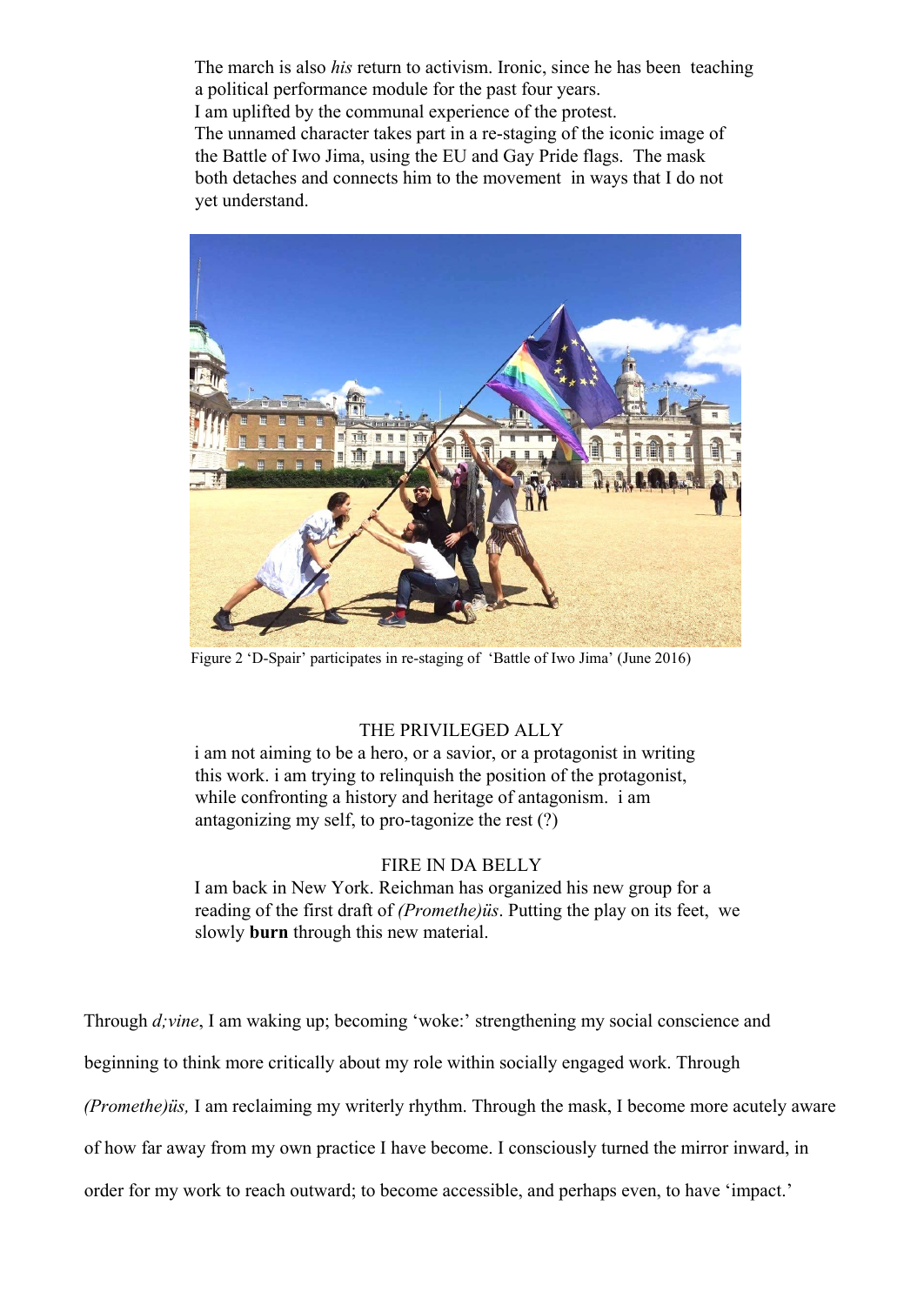The march is also *his* return to activism. Ironic, since he has been teaching a political performance module for the past four years.
I am uplifted by the communal experience of the protest.
The unnamed character takes part in a re-staging of the iconic image of the Battle of Iwo Jima, using the EU and Gay Pride flags. The mask both detaches and connects him to the movement in ways that I do not yet understand.

Figure 2 'D-Spair' participates in re-staging of 'Battle of Iwo Jima' (June 2016)

THE PRIVILEGED ALLY

i am not aiming to be a hero, or a savior, or a protagonist in writing this work. i am trying to relinquish the position of the protagonist, while confronting a history and heritage of antagonism. i am antagonizing my self, to pro-tagonize the rest (?)

FIRE IN DA BELLY

I am back in New York. Reichman has organized his new group for a reading of the first draft of *(Promethe)üs*. Putting the play on its feet, we slowly **burn** through this new material.

Through *d;vine*, I am waking up; becoming 'woke:' strengthening my social conscience and beginning to think more critically about my role within socially engaged work. Through *(Promethe)üs,* I am reclaiming my writerly rhythm. Through the mask, I become more acutely aware of how far away from my own practice I have become. I consciously turned the mirror inward, in order for my work to reach outward; to become accessible, and perhaps even, to have 'impact.'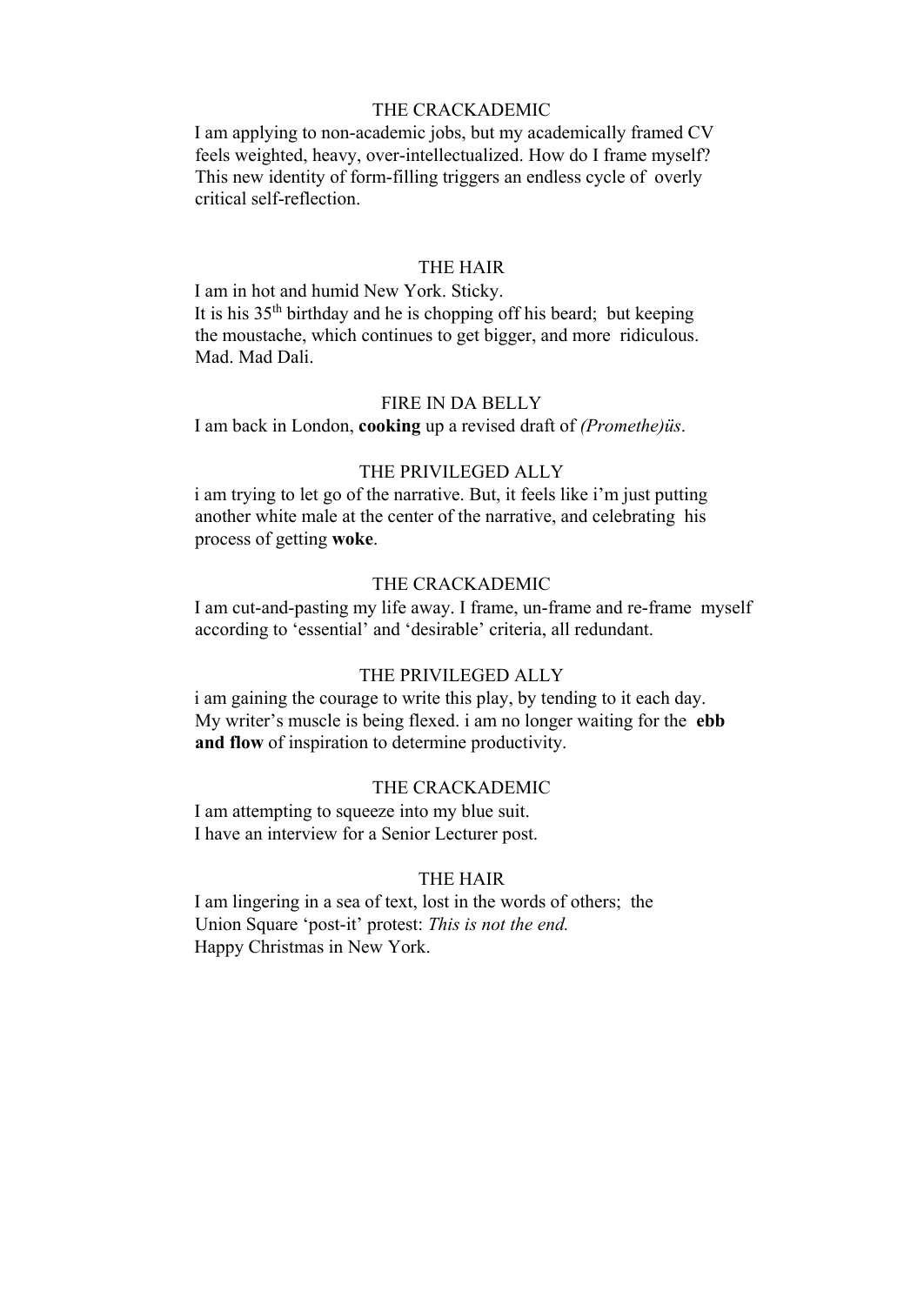THE CRACKADEMIC

I am applying to non-academic jobs, but my academically framed CV feels weighted, heavy, over-intellectualized. How do I frame myself? This new identity of form-filling triggers an endless cycle of overly critical self-reflection.

THE HAIR

I am in hot and humid New York. Sticky.
It is his 35th birthday and he is chopping off his beard; but keeping the moustache, which continues to get bigger, and more ridiculous. Mad. Mad Dali.

FIRE IN DA BELLY

I am back in London, **cooking** up a revised draft of *(Promethe)üs*.

THE PRIVILEGED ALLY

i am trying to let go of the narrative. But, it feels like i'm just putting another white male at the center of the narrative, and celebrating his process of getting **woke**.

THE CRACKADEMIC

I am cut-and-pasting my life away. I frame, un-frame and re-frame myself according to 'essential' and 'desirable' criteria, all redundant.

THE PRIVILEGED ALLY

i am gaining the courage to write this play, by tending to it each day. My writer's muscle is being flexed. i am no longer waiting for the **ebb and flow** of inspiration to determine productivity.

THE CRACKADEMIC

I am attempting to squeeze into my blue suit.
I have an interview for a Senior Lecturer post.

THE HAIR

I am lingering in a sea of text, lost in the words of others; the Union Square 'post-it' protest: *This is not the end.*
Happy Christmas in New York.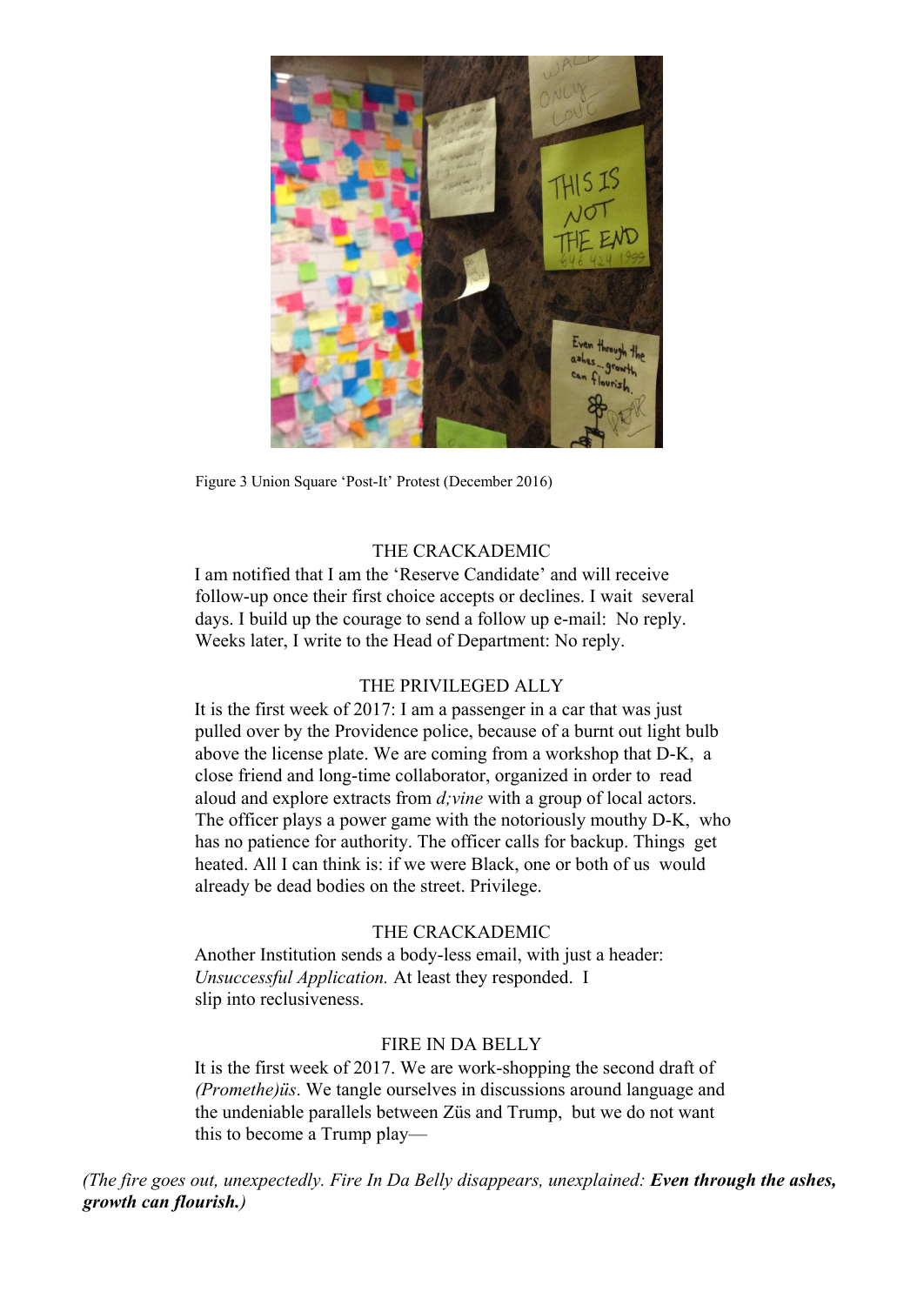Figure 3 Union Square 'Post-It' Protest (December 2016)

THE CRACKADEMIC

I am notified that I am the 'Reserve Candidate' and will receive follow-up once their first choice accepts or declines. I wait several days. I build up the courage to send a follow up e-mail: No reply. Weeks later, I write to the Head of Department: No reply.

THE PRIVILEGED ALLY

It is the first week of 2017: I am a passenger in a car that was just pulled over by the Providence police, because of a burnt out light bulb above the license plate. We are coming from a workshop that D-K, a close friend and long-time collaborator, organized in order to read aloud and explore extracts from *d;vine* with a group of local actors. The officer plays a power game with the notoriously mouthy D-K, who has no patience for authority. The officer calls for backup. Things get heated. All I can think is: if we were Black, one or both of us would already be dead bodies on the street. Privilege.

THE CRACKADEMIC

Another Institution sends a body-less email, with just a header: *Unsuccessful Application.* At least they responded. I slip into reclusiveness.

FIRE IN DA BELLY

It is the first week of 2017. We are work-shopping the second draft of *(Promethe)üs*. We tangle ourselves in discussions around language and the undeniable parallels between Züs and Trump, but we do not want this to become a Trump play—

*(The fire goes out, unexpectedly. Fire In Da Belly disappears, unexplained: **Even through the ashes, growth can flourish.**)*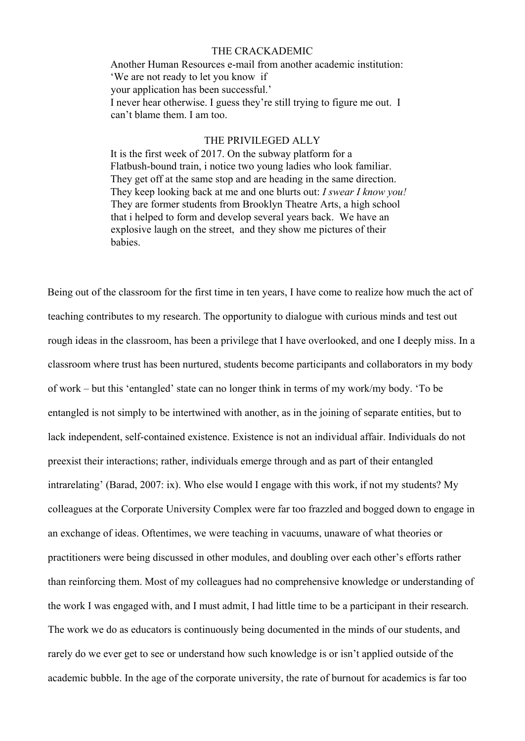THE CRACKADEMIC

Another Human Resources e-mail from another academic institution:
'We are not ready to let you know if
your application has been successful.'
I never hear otherwise. I guess they're still trying to figure me out. I can't blame them. I am too.

THE PRIVILEGED ALLY

It is the first week of 2017. On the subway platform for a Flatbush-bound train, i notice two young ladies who look familiar. They get off at the same stop and are heading in the same direction. They keep looking back at me and one blurts out: *I swear I know you!* They are former students from Brooklyn Theatre Arts, a high school that i helped to form and develop several years back. We have an explosive laugh on the street, and they show me pictures of their babies.

Being out of the classroom for the first time in ten years, I have come to realize how much the act of teaching contributes to my research. The opportunity to dialogue with curious minds and test out rough ideas in the classroom, has been a privilege that I have overlooked, and one I deeply miss. In a classroom where trust has been nurtured, students become participants and collaborators in my body of work – but this 'entangled' state can no longer think in terms of my work/my body. 'To be entangled is not simply to be intertwined with another, as in the joining of separate entities, but to lack independent, self-contained existence. Existence is not an individual affair. Individuals do not preexist their interactions; rather, individuals emerge through and as part of their entangled intrarelating' (Barad, 2007: ix). Who else would I engage with this work, if not my students? My colleagues at the Corporate University Complex were far too frazzled and bogged down to engage in an exchange of ideas. Oftentimes, we were teaching in vacuums, unaware of what theories or practitioners were being discussed in other modules, and doubling over each other's efforts rather than reinforcing them. Most of my colleagues had no comprehensive knowledge or understanding of the work I was engaged with, and I must admit, I had little time to be a participant in their research. The work we do as educators is continuously being documented in the minds of our students, and rarely do we ever get to see or understand how such knowledge is or isn't applied outside of the academic bubble. In the age of the corporate university, the rate of burnout for academics is far too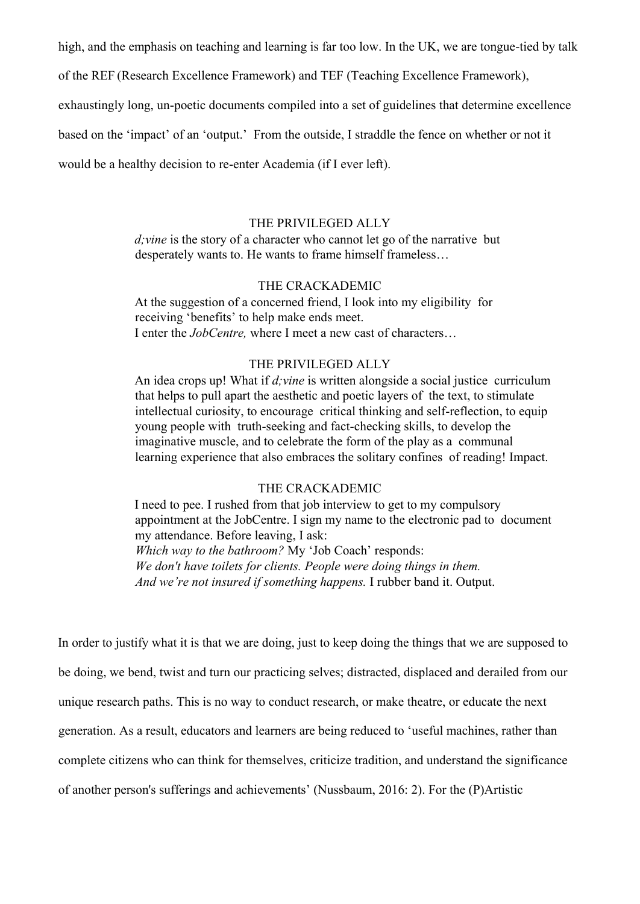high, and the emphasis on teaching and learning is far too low. In the UK, we are tongue-tied by talk of the REF (Research Excellence Framework) and TEF (Teaching Excellence Framework), exhaustingly long, un-poetic documents compiled into a set of guidelines that determine excellence based on the 'impact' of an 'output.' From the outside, I straddle the fence on whether or not it would be a healthy decision to re-enter Academia (if I ever left).

> THE PRIVILEGED ALLY
>
> *d;vine* is the story of a character who cannot let go of the narrative but desperately wants to. He wants to frame himself frameless…
>
> THE CRACKADEMIC
>
> At the suggestion of a concerned friend, I look into my eligibility for receiving 'benefits' to help make ends meet.
> I enter the *JobCentre,* where I meet a new cast of characters…
>
> THE PRIVILEGED ALLY
>
> An idea crops up! What if *d;vine* is written alongside a social justice curriculum that helps to pull apart the aesthetic and poetic layers of the text, to stimulate intellectual curiosity, to encourage critical thinking and self-reflection, to equip young people with truth-seeking and fact-checking skills, to develop the imaginative muscle, and to celebrate the form of the play as a communal learning experience that also embraces the solitary confines of reading! Impact.
>
> THE CRACKADEMIC
>
> I need to pee. I rushed from that job interview to get to my compulsory appointment at the JobCentre. I sign my name to the electronic pad to document my attendance. Before leaving, I ask:
> *Which way to the bathroom?* My 'Job Coach' responds:
> *We don't have toilets for clients. People were doing things in them.*
> *And we're not insured if something happens.* I rubber band it. Output.

In order to justify what it is that we are doing, just to keep doing the things that we are supposed to be doing, we bend, twist and turn our practicing selves; distracted, displaced and derailed from our unique research paths. This is no way to conduct research, or make theatre, or educate the next generation. As a result, educators and learners are being reduced to 'useful machines, rather than complete citizens who can think for themselves, criticize tradition, and understand the significance of another person's sufferings and achievements' (Nussbaum, 2016: 2). For the (P)Artistic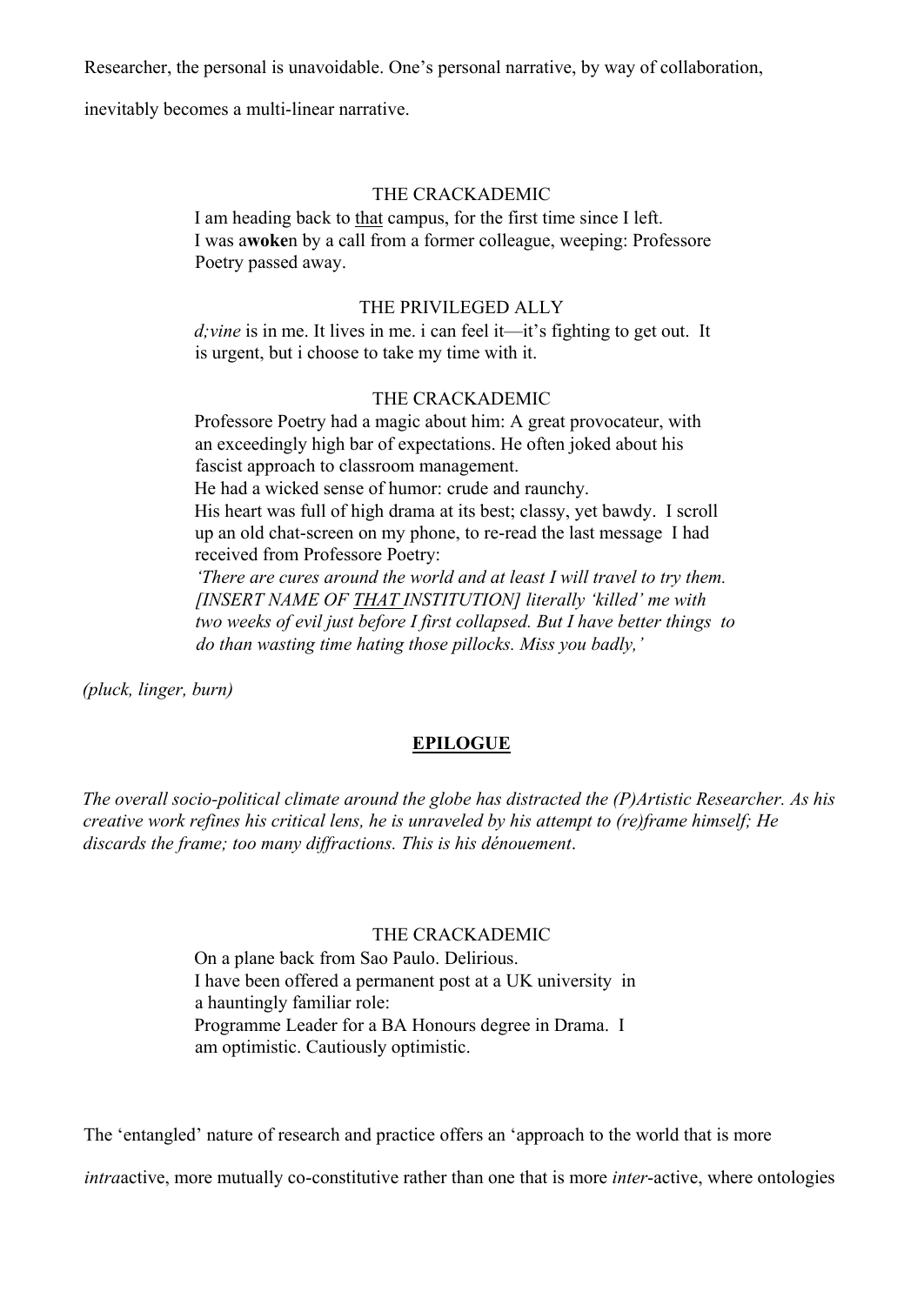Researcher, the personal is unavoidable. One's personal narrative, by way of collaboration, inevitably becomes a multi-linear narrative.

THE CRACKADEMIC

I am heading back to <u>that</u> campus, for the first time since I left.
I was a**woke**n by a call from a former colleague, weeping: Professore Poetry passed away.

THE PRIVILEGED ALLY

*d;vine* is in me. It lives in me. i can feel it—it's fighting to get out. It is urgent, but i choose to take my time with it.

THE CRACKADEMIC

Professore Poetry had a magic about him: A great provocateur, with an exceedingly high bar of expectations. He often joked about his fascist approach to classroom management.
He had a wicked sense of humor: crude and raunchy.
His heart was full of high drama at its best; classy, yet bawdy. I scroll up an old chat-screen on my phone, to re-read the last message I had received from Professore Poetry:
*'There are cures around the world and at least I will travel to try them. [INSERT NAME OF <u>THAT</u> INSTITUTION] literally 'killed' me with two weeks of evil just before I first collapsed. But I have better things to do than wasting time hating those pillocks. Miss you badly,'*

*(pluck, linger, burn)*

## EPILOGUE

*The overall socio-political climate around the globe has distracted the (P)Artistic Researcher. As his creative work refines his critical lens, he is unraveled by his attempt to (re)frame himself; He discards the frame; too many diffractions. This is his dénouement.*

THE CRACKADEMIC

On a plane back from Sao Paulo. Delirious.
I have been offered a permanent post at a UK university in a hauntingly familiar role:
Programme Leader for a BA Honours degree in Drama. I am optimistic. Cautiously optimistic.

The 'entangled' nature of research and practice offers an 'approach to the world that is more *intra*active, more mutually co-constitutive rather than one that is more *inter*-active, where ontologies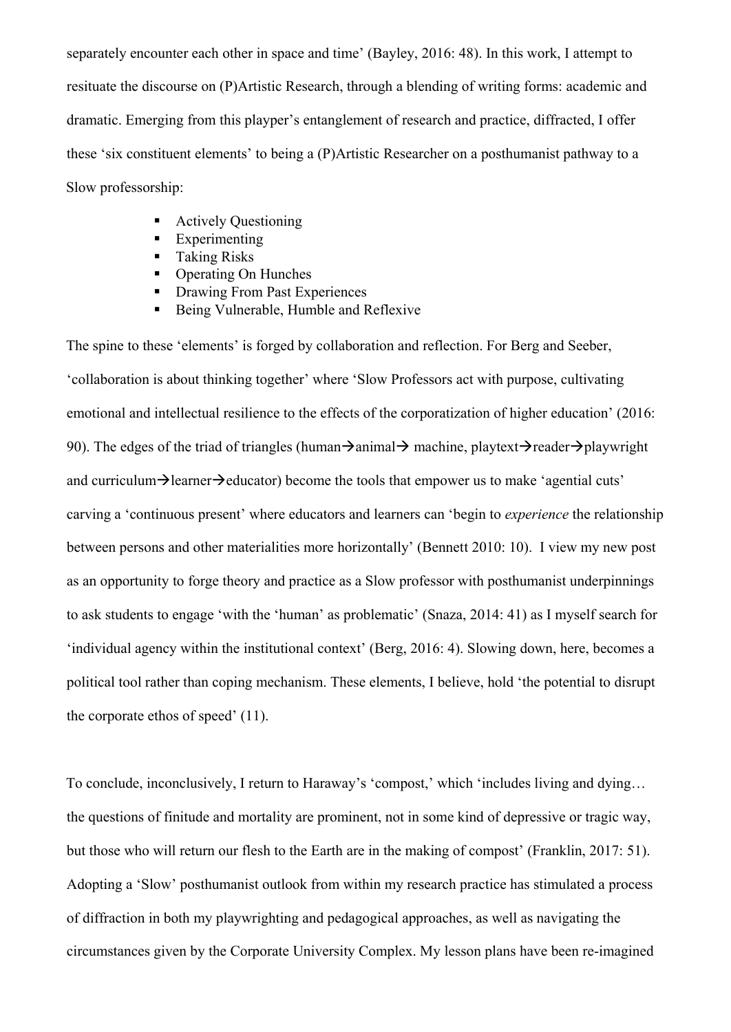separately encounter each other in space and time' (Bayley, 2016: 48). In this work, I attempt to resituate the discourse on (P)Artistic Research, through a blending of writing forms: academic and dramatic. Emerging from this playper's entanglement of research and practice, diffracted, I offer these 'six constituent elements' to being a (P)Artistic Researcher on a posthumanist pathway to a Slow professorship:

- Actively Questioning
- Experimenting
- Taking Risks
- Operating On Hunches
- Drawing From Past Experiences
- Being Vulnerable, Humble and Reflexive

The spine to these 'elements' is forged by collaboration and reflection. For Berg and Seeber, 'collaboration is about thinking together' where 'Slow Professors act with purpose, cultivating emotional and intellectual resilience to the effects of the corporatization of higher education' (2016: 90). The edges of the triad of triangles (human→animal→ machine, playtext→reader→playwright and curriculum→learner→educator) become the tools that empower us to make 'agential cuts' carving a 'continuous present' where educators and learners can 'begin to *experience* the relationship between persons and other materialities more horizontally' (Bennett 2010: 10). I view my new post as an opportunity to forge theory and practice as a Slow professor with posthumanist underpinnings to ask students to engage 'with the 'human' as problematic' (Snaza, 2014: 41) as I myself search for 'individual agency within the institutional context' (Berg, 2016: 4). Slowing down, here, becomes a political tool rather than coping mechanism. These elements, I believe, hold 'the potential to disrupt the corporate ethos of speed' (11).

To conclude, inconclusively, I return to Haraway's 'compost,' which 'includes living and dying… the questions of finitude and mortality are prominent, not in some kind of depressive or tragic way, but those who will return our flesh to the Earth are in the making of compost' (Franklin, 2017: 51). Adopting a 'Slow' posthumanist outlook from within my research practice has stimulated a process of diffraction in both my playwrighting and pedagogical approaches, as well as navigating the circumstances given by the Corporate University Complex. My lesson plans have been re-imagined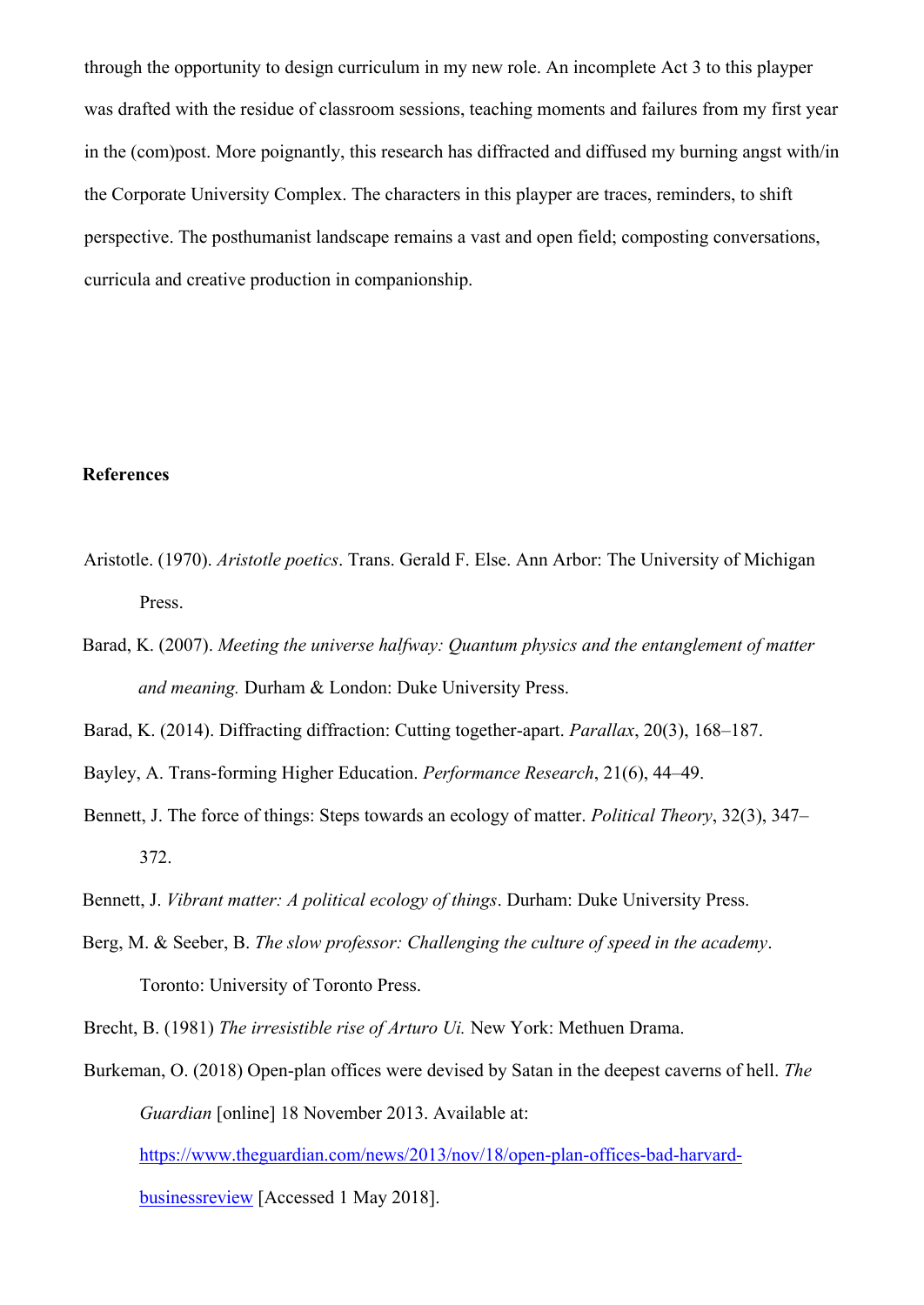through the opportunity to design curriculum in my new role. An incomplete Act 3 to this playper was drafted with the residue of classroom sessions, teaching moments and failures from my first year in the (com)post. More poignantly, this research has diffracted and diffused my burning angst with/in the Corporate University Complex. The characters in this playper are traces, reminders, to shift perspective. The posthumanist landscape remains a vast and open field; composting conversations, curricula and creative production in companionship.

**References**

Aristotle. (1970). *Aristotle poetics*. Trans. Gerald F. Else. Ann Arbor: The University of Michigan Press.

Barad, K. (2007). *Meeting the universe halfway: Quantum physics and the entanglement of matter and meaning.* Durham & London: Duke University Press.

Barad, K. (2014). Diffracting diffraction: Cutting together-apart. *Parallax*, 20(3), 168–187.

Bayley, A. Trans-forming Higher Education. *Performance Research*, 21(6), 44–49.

Bennett, J. The force of things: Steps towards an ecology of matter. *Political Theory*, 32(3), 347–372.

Bennett, J. *Vibrant matter: A political ecology of things*. Durham: Duke University Press.

Berg, M. & Seeber, B. *The slow professor: Challenging the culture of speed in the academy*. Toronto: University of Toronto Press.

Brecht, B. (1981) *The irresistible rise of Arturo Ui.* New York: Methuen Drama.

Burkeman, O. (2018) Open-plan offices were devised by Satan in the deepest caverns of hell. *The Guardian* [online] 18 November 2013. Available at: [https://www.theguardian.com/news/2013/nov/18/open-plan-offices-bad-harvard-businessreview](https://www.theguardian.com/news/2013/nov/18/open-plan-offices-bad-harvard-businessreview) [Accessed 1 May 2018].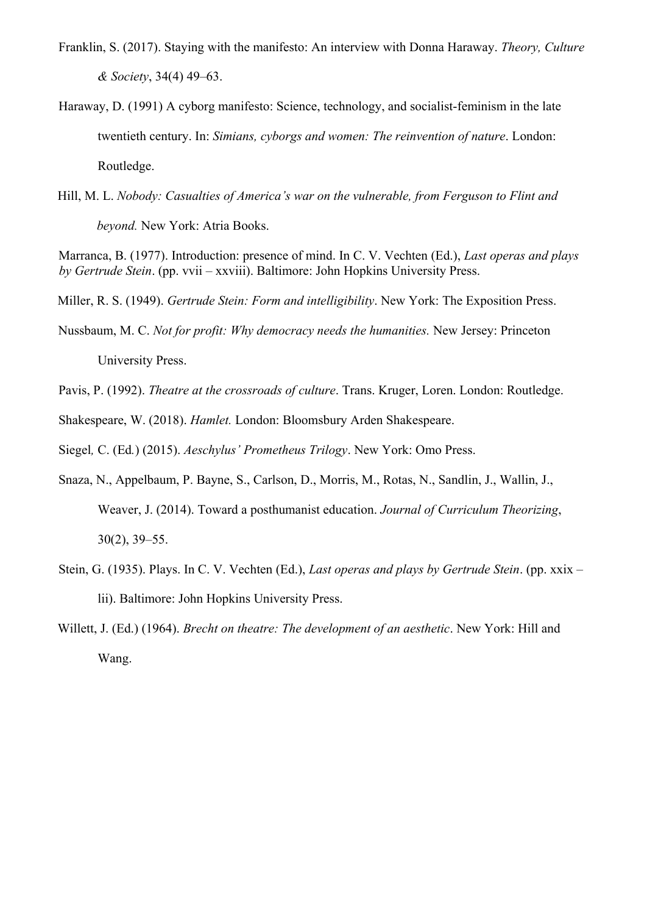Franklin, S. (2017). Staying with the manifesto: An interview with Donna Haraway. *Theory, Culture & Society*, 34(4) 49–63.

Haraway, D. (1991) A cyborg manifesto: Science, technology, and socialist-feminism in the late twentieth century. In: *Simians, cyborgs and women: The reinvention of nature*. London: Routledge.

Hill, M. L. *Nobody: Casualties of America's war on the vulnerable, from Ferguson to Flint and beyond.* New York: Atria Books.

Marranca, B. (1977). Introduction: presence of mind. In C. V. Vechten (Ed.), *Last operas and plays by Gertrude Stein*. (pp. vvii – xxviii). Baltimore: John Hopkins University Press.

Miller, R. S. (1949). *Gertrude Stein: Form and intelligibility*. New York: The Exposition Press.

Nussbaum, M. C. *Not for profit: Why democracy needs the humanities.* New Jersey: Princeton University Press.

Pavis, P. (1992). *Theatre at the crossroads of culture*. Trans. Kruger, Loren. London: Routledge.

Shakespeare, W. (2018). *Hamlet.* London: Bloomsbury Arden Shakespeare.

Siegel, C. (Ed.) (2015). *Aeschylus' Prometheus Trilogy*. New York: Omo Press.

Snaza, N., Appelbaum, P. Bayne, S., Carlson, D., Morris, M., Rotas, N., Sandlin, J., Wallin, J., Weaver, J. (2014). Toward a posthumanist education. *Journal of Curriculum Theorizing*, 30(2), 39–55.

Stein, G. (1935). Plays. In C. V. Vechten (Ed.), *Last operas and plays by Gertrude Stein*. (pp. xxix – lii). Baltimore: John Hopkins University Press.

Willett, J. (Ed.) (1964). *Brecht on theatre: The development of an aesthetic*. New York: Hill and Wang.